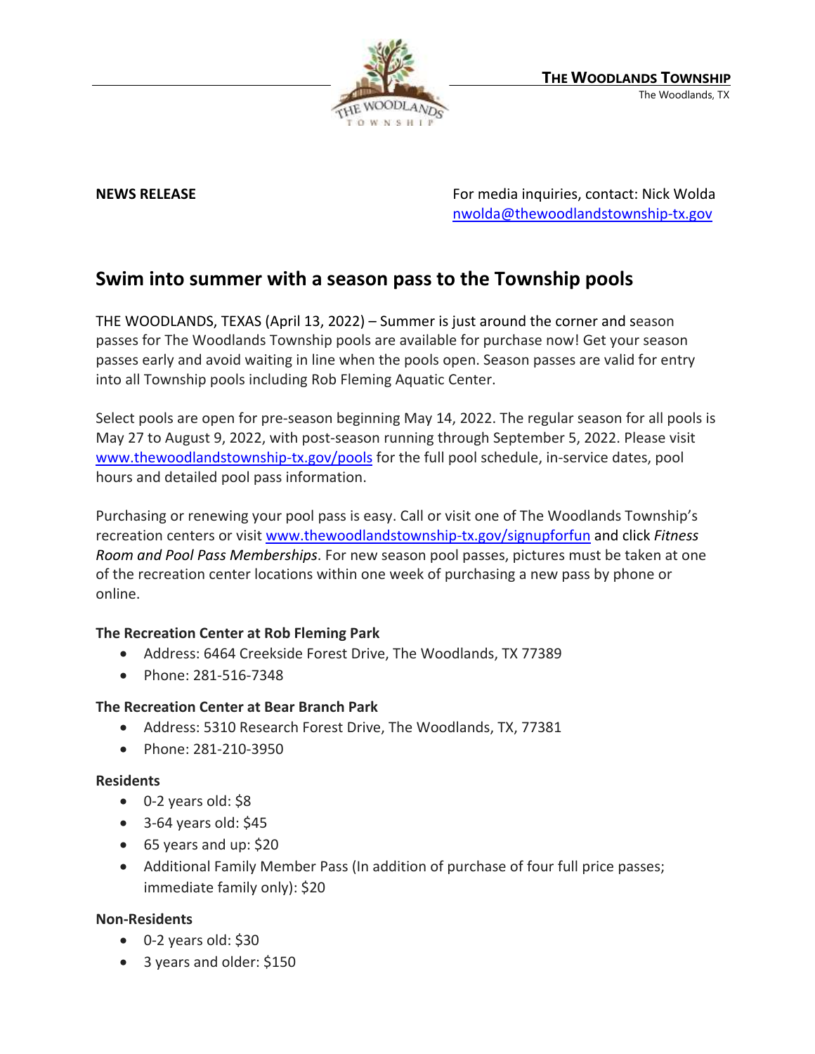THE WOODLANDS TOWNSHIP
The Woodlands, TX

**NEWS RELEASE**

For media inquiries, contact: Nick Wolda
nwolda@thewoodlandstownship-tx.gov

## Swim into summer with a season pass to the Township pools

THE WOODLANDS, TEXAS (April 13, 2022) – Summer is just around the corner and season passes for The Woodlands Township pools are available for purchase now! Get your season passes early and avoid waiting in line when the pools open. Season passes are valid for entry into all Township pools including Rob Fleming Aquatic Center.

Select pools are open for pre-season beginning May 14, 2022. The regular season for all pools is May 27 to August 9, 2022, with post-season running through September 5, 2022. Please visit www.thewoodlandstownship-tx.gov/pools for the full pool schedule, in-service dates, pool hours and detailed pool pass information.

Purchasing or renewing your pool pass is easy. Call or visit one of The Woodlands Township's recreation centers or visit www.thewoodlandstownship-tx.gov/signupforfun and click *Fitness Room and Pool Pass Memberships*. For new season pool passes, pictures must be taken at one of the recreation center locations within one week of purchasing a new pass by phone or online.

**The Recreation Center at Rob Fleming Park**

- Address: 6464 Creekside Forest Drive, The Woodlands, TX 77389
- Phone: 281-516-7348

**The Recreation Center at Bear Branch Park**

- Address: 5310 Research Forest Drive, The Woodlands, TX, 77381
- Phone: 281-210-3950

**Residents**

- 0-2 years old: $8
- 3-64 years old: $45
- 65 years and up: $20
- Additional Family Member Pass (In addition of purchase of four full price passes; immediate family only): $20

**Non-Residents**

- 0-2 years old: $30
- 3 years and older: $150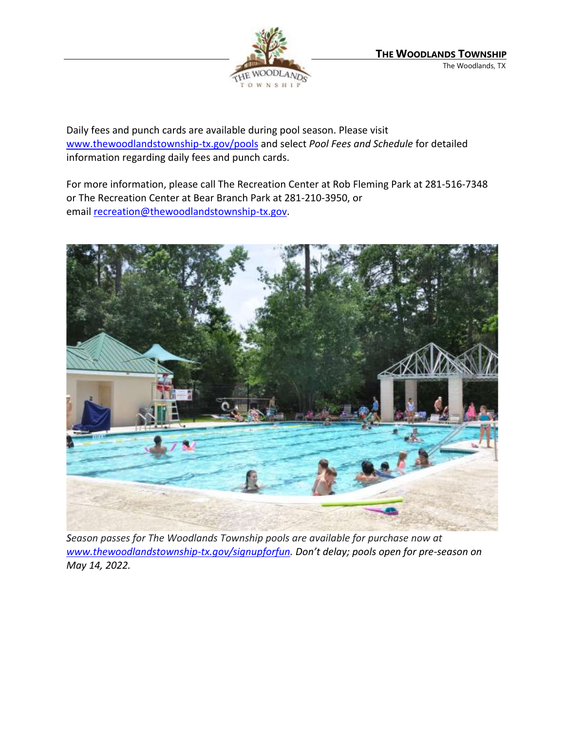Daily fees and punch cards are available during pool season. Please visit [www.thewoodlandstownship-tx.gov/pools](http://www.thewoodlandstownship-tx.gov/pools) and select *Pool Fees and Schedule* for detailed information regarding daily fees and punch cards.

For more information, please call The Recreation Center at Rob Fleming Park at 281-516-7348 or The Recreation Center at Bear Branch Park at 281-210-3950, or email [recreation@thewoodlandstownship-tx.gov](mailto:recreation@thewoodlandstownship-tx.gov).

*Season passes for The Woodlands Township pools are available for purchase now at [www.thewoodlandstownship-tx.gov/signupforfun](http://www.thewoodlandstownship-tx.gov/signupforfun). Don't delay; pools open for pre-season on May 14, 2022.*